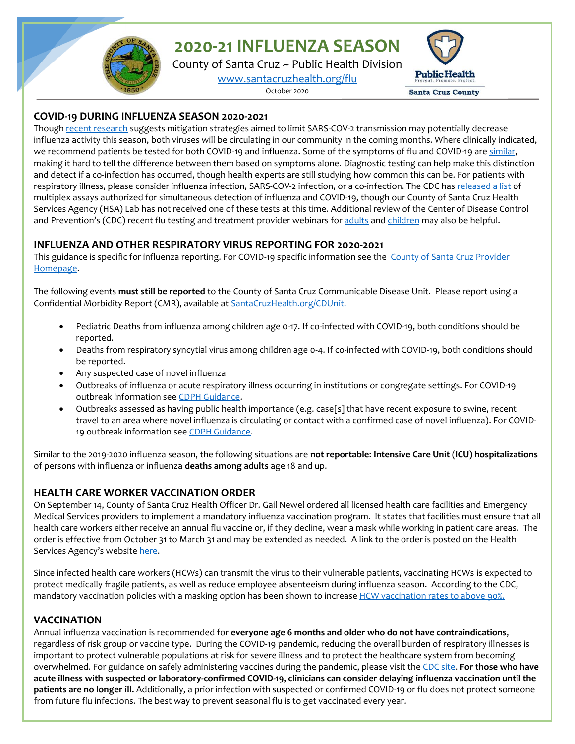# 2020-21 INFLUENZA SEASON

County of Santa Cruz ~ Public Health Division

www.santacruzhealth.org/flu

October 2020

## COVID-19 DURING INFLUENZA SEASON 2020-2021

Though recent research suggests mitigation strategies aimed to limit SARS-COV-2 transmission may potentially decrease influenza activity this season, both viruses will be circulating in our community in the coming months. Where clinically indicated, we recommend patients be tested for both COVID-19 and influenza. Some of the symptoms of flu and COVID-19 are similar, making it hard to tell the difference between them based on symptoms alone. Diagnostic testing can help make this distinction and detect if a co-infection has occurred, though health experts are still studying how common this can be. For patients with respiratory illness, please consider influenza infection, SARS-COV-2 infection, or a co-infection. The CDC has released a list of multiplex assays authorized for simultaneous detection of influenza and COVID-19, though our County of Santa Cruz Health Services Agency (HSA) Lab has not received one of these tests at this time. Additional review of the Center of Disease Control and Prevention's (CDC) recent flu testing and treatment provider webinars for adults and children may also be helpful.

## INFLUENZA AND OTHER RESPIRATORY VIRUS REPORTING FOR 2020-2021

This guidance is specific for influenza reporting. For COVID-19 specific information see the County of Santa Cruz Provider Homepage.

The following events **must still be reported** to the County of Santa Cruz Communicable Disease Unit. Please report using a Confidential Morbidity Report (CMR), available at SantaCruzHealth.org/CDUnit.

- Pediatric Deaths from influenza among children age 0-17. If co-infected with COVID-19, both conditions should be reported.
- Deaths from respiratory syncytial virus among children age 0-4. If co-infected with COVID-19, both conditions should be reported.
- Any suspected case of novel influenza
- Outbreaks of influenza or acute respiratory illness occurring in institutions or congregate settings. For COVID-19 outbreak information see CDPH Guidance.
- Outbreaks assessed as having public health importance (e.g. case[s] that have recent exposure to swine, recent travel to an area where novel influenza is circulating or contact with a confirmed case of novel influenza). For COVID-19 outbreak information see CDPH Guidance.

Similar to the 2019-2020 influenza season, the following situations are **not reportable**: **Intensive Care Unit (ICU) hospitalizations** of persons with influenza or influenza **deaths among adults** age 18 and up.

## HEALTH CARE WORKER VACCINATION ORDER

On September 14, County of Santa Cruz Health Officer Dr. Gail Newel ordered all licensed health care facilities and Emergency Medical Services providers to implement a mandatory influenza vaccination program. It states that facilities must ensure that all health care workers either receive an annual flu vaccine or, if they decline, wear a mask while working in patient care areas. The order is effective from October 31 to March 31 and may be extended as needed. A link to the order is posted on the Health Services Agency's website here.

Since infected health care workers (HCWs) can transmit the virus to their vulnerable patients, vaccinating HCWs is expected to protect medically fragile patients, as well as reduce employee absenteeism during influenza season. According to the CDC, mandatory vaccination policies with a masking option has been shown to increase HCW vaccination rates to above 90%.

## VACCINATION

Annual influenza vaccination is recommended for **everyone age 6 months and older who do not have contraindications**, regardless of risk group or vaccine type. During the COVID-19 pandemic, reducing the overall burden of respiratory illnesses is important to protect vulnerable populations at risk for severe illness and to protect the healthcare system from becoming overwhelmed. For guidance on safely administering vaccines during the pandemic, please visit the CDC site. **For those who have acute illness with suspected or laboratory-confirmed COVID-19, clinicians can consider delaying influenza vaccination until the patients are no longer ill.** Additionally, a prior infection with suspected or confirmed COVID-19 or flu does not protect someone from future flu infections. The best way to prevent seasonal flu is to get vaccinated every year.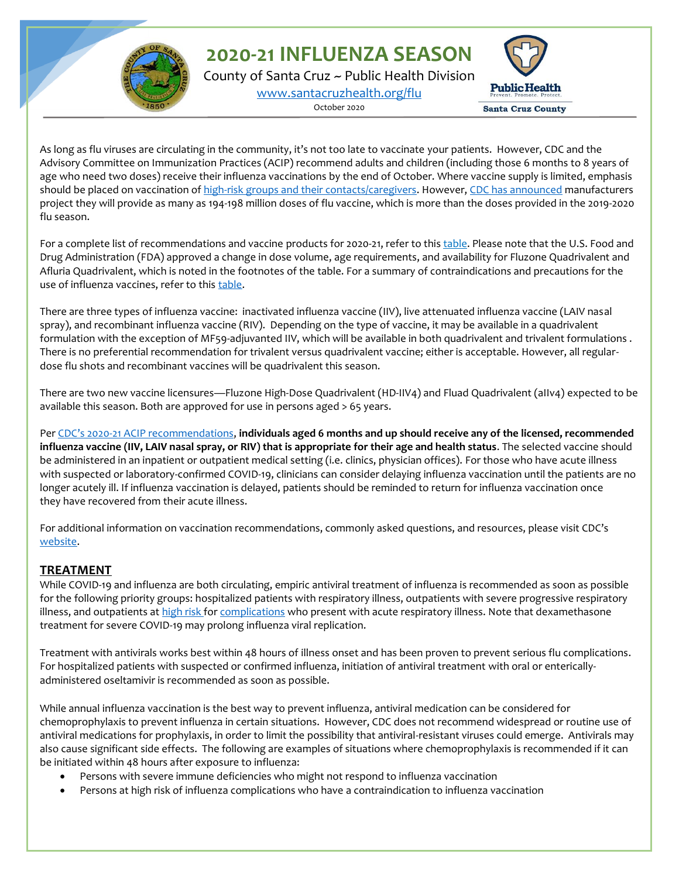# 2020-21 INFLUENZA SEASON

County of Santa Cruz ~ Public Health Division

www.santacruzhealth.org/flu

October 2020

As long as flu viruses are circulating in the community, it's not too late to vaccinate your patients. However, CDC and the Advisory Committee on Immunization Practices (ACIP) recommend adults and children (including those 6 months to 8 years of age who need two doses) receive their influenza vaccinations by the end of October. Where vaccine supply is limited, emphasis should be placed on vaccination of high-risk groups and their contacts/caregivers. However, CDC has announced manufacturers project they will provide as many as 194-198 million doses of flu vaccine, which is more than the doses provided in the 2019-2020 flu season.

For a complete list of recommendations and vaccine products for 2020-21, refer to this table. Please note that the U.S. Food and Drug Administration (FDA) approved a change in dose volume, age requirements, and availability for Fluzone Quadrivalent and Afluria Quadrivalent, which is noted in the footnotes of the table. For a summary of contraindications and precautions for the use of influenza vaccines, refer to this table.

There are three types of influenza vaccine: inactivated influenza vaccine (IIV), live attenuated influenza vaccine (LAIV nasal spray), and recombinant influenza vaccine (RIV). Depending on the type of vaccine, it may be available in a quadrivalent formulation with the exception of MF59-adjuvanted IIV, which will be available in both quadrivalent and trivalent formulations . There is no preferential recommendation for trivalent versus quadrivalent vaccine; either is acceptable. However, all regular-dose flu shots and recombinant vaccines will be quadrivalent this season.

There are two new vaccine licensures—Fluzone High-Dose Quadrivalent (HD-IIV4) and Fluad Quadrivalent (aIIv4) expected to be available this season. Both are approved for use in persons aged > 65 years.

Per CDC's 2020-21 ACIP recommendations, **individuals aged 6 months and up should receive any of the licensed, recommended influenza vaccine (IIV, LAIV nasal spray, or RIV) that is appropriate for their age and health status**. The selected vaccine should be administered in an inpatient or outpatient medical setting (i.e. clinics, physician offices). For those who have acute illness with suspected or laboratory-confirmed COVID-19, clinicians can consider delaying influenza vaccination until the patients are no longer acutely ill. If influenza vaccination is delayed, patients should be reminded to return for influenza vaccination once they have recovered from their acute illness.

For additional information on vaccination recommendations, commonly asked questions, and resources, please visit CDC's website.

## TREATMENT

While COVID-19 and influenza are both circulating, empiric antiviral treatment of influenza is recommended as soon as possible for the following priority groups: hospitalized patients with respiratory illness, outpatients with severe progressive respiratory illness, and outpatients at high risk for complications who present with acute respiratory illness. Note that dexamethasone treatment for severe COVID-19 may prolong influenza viral replication.

Treatment with antivirals works best within 48 hours of illness onset and has been proven to prevent serious flu complications. For hospitalized patients with suspected or confirmed influenza, initiation of antiviral treatment with oral or enterically-administered oseltamivir is recommended as soon as possible.

While annual influenza vaccination is the best way to prevent influenza, antiviral medication can be considered for chemoprophylaxis to prevent influenza in certain situations. However, CDC does not recommend widespread or routine use of antiviral medications for prophylaxis, in order to limit the possibility that antiviral-resistant viruses could emerge. Antivirals may also cause significant side effects. The following are examples of situations where chemoprophylaxis is recommended if it can be initiated within 48 hours after exposure to influenza:

- Persons with severe immune deficiencies who might not respond to influenza vaccination
- Persons at high risk of influenza complications who have a contraindication to influenza vaccination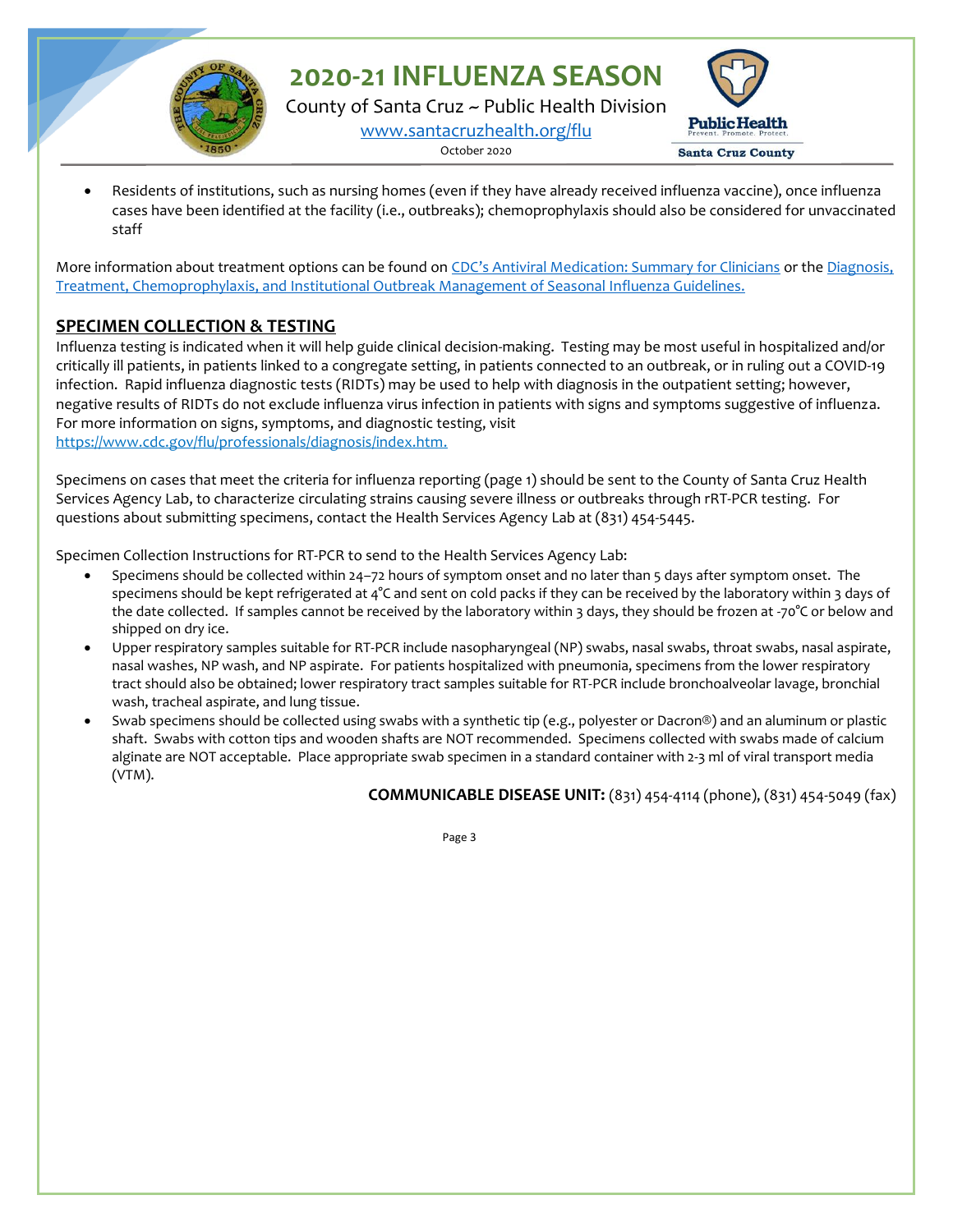- Residents of institutions, such as nursing homes (even if they have already received influenza vaccine), once influenza cases have been identified at the facility (i.e., outbreaks); chemoprophylaxis should also be considered for unvaccinated staff

More information about treatment options can be found on [CDC's Antiviral Medication: Summary for Clinicians]() or the [Diagnosis, Treatment, Chemoprophylaxis, and Institutional Outbreak Management of Seasonal Influenza Guidelines.]()

## SPECIMEN COLLECTION & TESTING

Influenza testing is indicated when it will help guide clinical decision-making. Testing may be most useful in hospitalized and/or critically ill patients, in patients linked to a congregate setting, in patients connected to an outbreak, or in ruling out a COVID-19 infection. Rapid influenza diagnostic tests (RIDTs) may be used to help with diagnosis in the outpatient setting; however, negative results of RIDTs do not exclude influenza virus infection in patients with signs and symptoms suggestive of influenza. For more information on signs, symptoms, and diagnostic testing, visit https://www.cdc.gov/flu/professionals/diagnosis/index.htm.

Specimens on cases that meet the criteria for influenza reporting (page 1) should be sent to the County of Santa Cruz Health Services Agency Lab, to characterize circulating strains causing severe illness or outbreaks through rRT-PCR testing. For questions about submitting specimens, contact the Health Services Agency Lab at (831) 454-5445.

Specimen Collection Instructions for RT-PCR to send to the Health Services Agency Lab:

- Specimens should be collected within 24–72 hours of symptom onset and no later than 5 days after symptom onset. The specimens should be kept refrigerated at 4°C and sent on cold packs if they can be received by the laboratory within 3 days of the date collected. If samples cannot be received by the laboratory within 3 days, they should be frozen at -70°C or below and shipped on dry ice.
- Upper respiratory samples suitable for RT-PCR include nasopharyngeal (NP) swabs, nasal swabs, throat swabs, nasal aspirate, nasal washes, NP wash, and NP aspirate. For patients hospitalized with pneumonia, specimens from the lower respiratory tract should also be obtained; lower respiratory tract samples suitable for RT-PCR include bronchoalveolar lavage, bronchial wash, tracheal aspirate, and lung tissue.
- Swab specimens should be collected using swabs with a synthetic tip (e.g., polyester or Dacron®) and an aluminum or plastic shaft. Swabs with cotton tips and wooden shafts are NOT recommended. Specimens collected with swabs made of calcium alginate are NOT acceptable. Place appropriate swab specimen in a standard container with 2-3 ml of viral transport media (VTM).

**COMMUNICABLE DISEASE UNIT:** (831) 454-4114 (phone), (831) 454-5049 (fax)